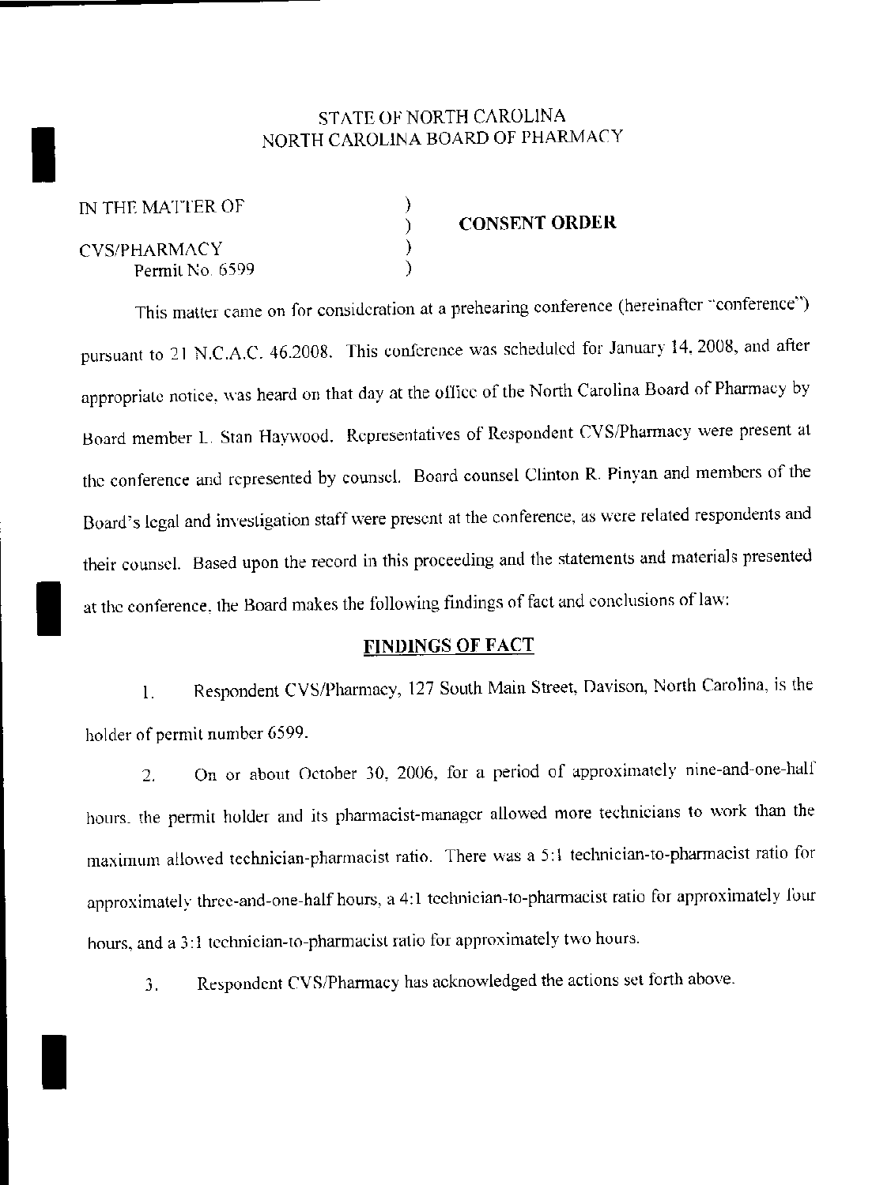STATE OF NORTH CAROLINA
NORTH CAROLINA BOARD OF PHARMACY

IN THE MATTER OF )
) **CONSENT ORDER**
CVS/PHARMACY )
Permit No. 6599 )

This matter came on for consideration at a prehearing conference (hereinafter "conference") pursuant to 21 N.C.A.C. 46.2008. This conference was scheduled for January 14, 2008, and after appropriate notice, was heard on that day at the office of the North Carolina Board of Pharmacy by Board member L. Stan Haywood. Representatives of Respondent CVS/Pharmacy were present at the conference and represented by counsel. Board counsel Clinton R. Pinyan and members of the Board's legal and investigation staff were present at the conference, as were related respondents and their counsel. Based upon the record in this proceeding and the statements and materials presented at the conference, the Board makes the following findings of fact and conclusions of law:

## FINDINGS OF FACT

1. Respondent CVS/Pharmacy, 127 South Main Street, Davison, North Carolina, is the holder of permit number 6599.

2. On or about October 30, 2006, for a period of approximately nine-and-one-half hours, the permit holder and its pharmacist-manager allowed more technicians to work than the maximum allowed technician-pharmacist ratio. There was a 5:1 technician-to-pharmacist ratio for approximately three-and-one-half hours, a 4:1 technician-to-pharmacist ratio for approximately four hours, and a 3:1 technician-to-pharmacist ratio for approximately two hours.

3. Respondent CVS/Pharmacy has acknowledged the actions set forth above.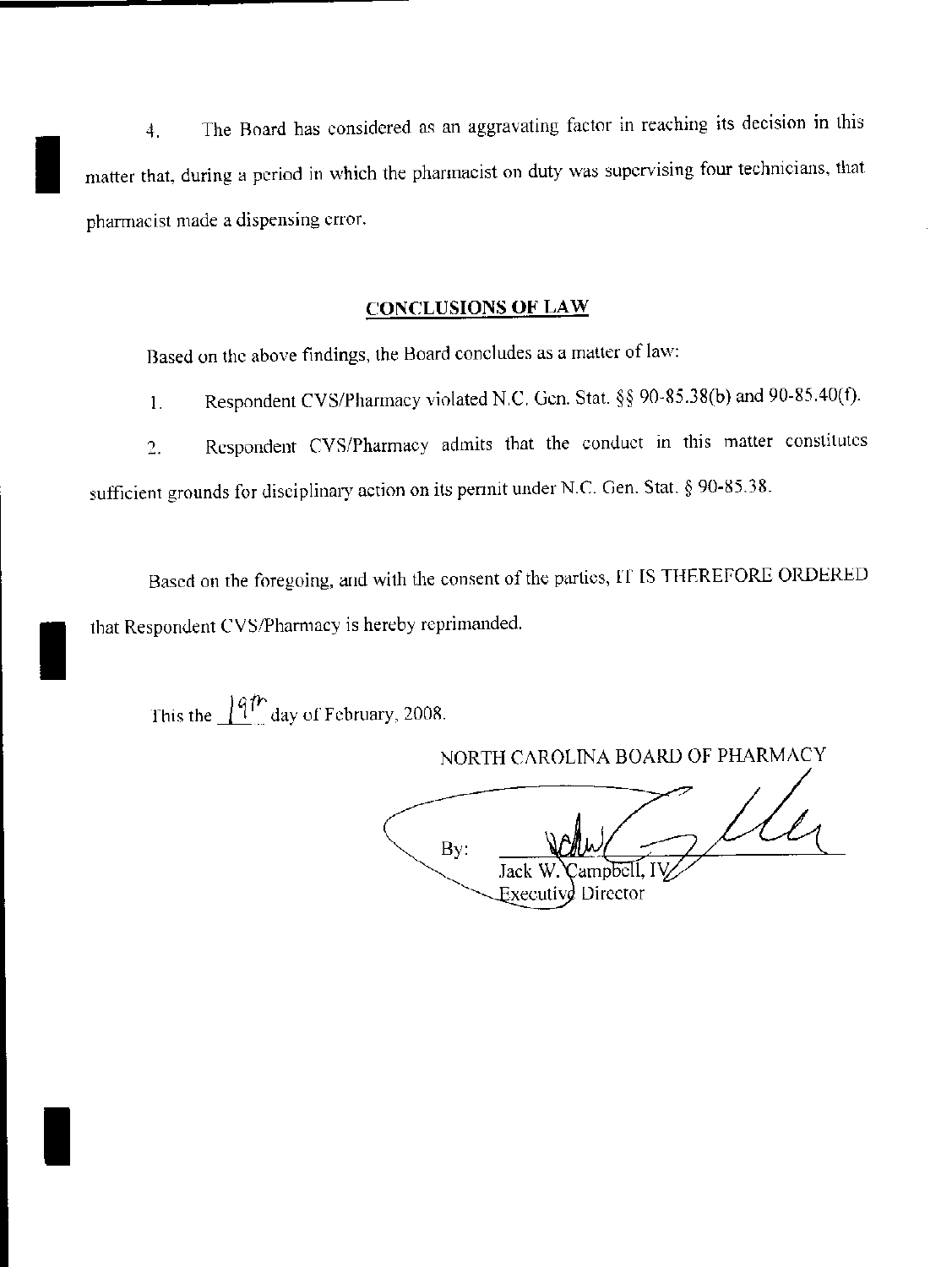4. The Board has considered as an aggravating factor in reaching its decision in this matter that, during a period in which the pharmacist on duty was supervising four technicians, that pharmacist made a dispensing error.

## CONCLUSIONS OF LAW

Based on the above findings, the Board concludes as a matter of law:

1. Respondent CVS/Pharmacy violated N.C. Gen. Stat. §§ 90-85.38(b) and 90-85.40(f).

2. Respondent CVS/Pharmacy admits that the conduct in this matter constitutes sufficient grounds for disciplinary action on its permit under N.C. Gen. Stat. § 90-85.38.

Based on the foregoing, and with the consent of the parties, IT IS THEREFORE ORDERED that Respondent CVS/Pharmacy is hereby reprimanded.

This the 19th day of February, 2008.

NORTH CAROLINA BOARD OF PHARMACY

By: ______________________
Jack W. Campbell, IV
Executive Director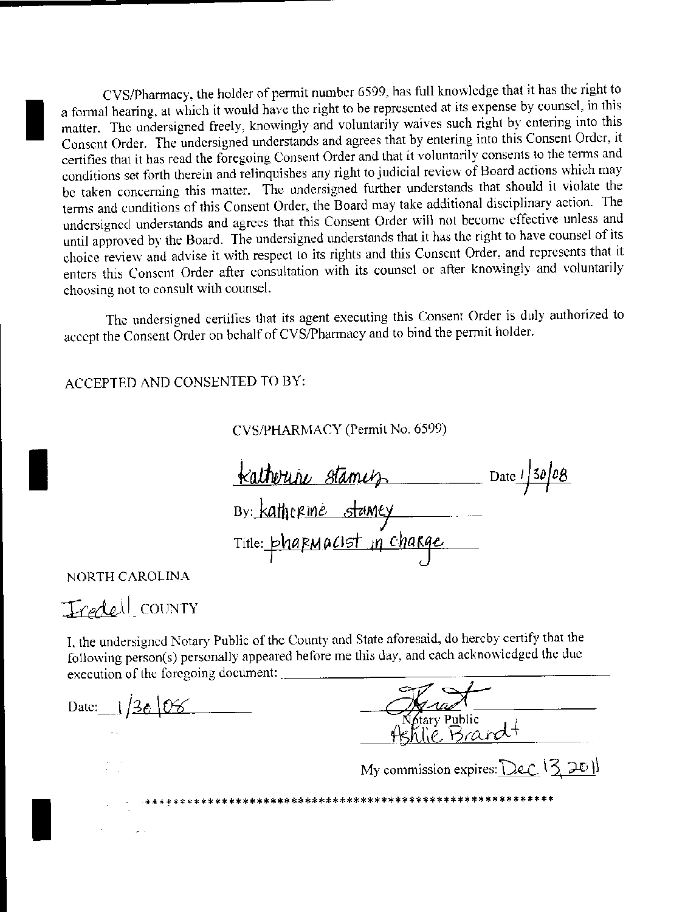CVS/Pharmacy, the holder of permit number 6599, has full knowledge that it has the right to a formal hearing, at which it would have the right to be represented at its expense by counsel, in this matter. The undersigned freely, knowingly and voluntarily waives such right by entering into this Consent Order. The undersigned understands and agrees that by entering into this Consent Order, it certifies that it has read the foregoing Consent Order and that it voluntarily consents to the terms and conditions set forth therein and relinquishes any right to judicial review of Board actions which may be taken concerning this matter. The undersigned further understands that should it violate the terms and conditions of this Consent Order, the Board may take additional disciplinary action. The undersigned understands and agrees that this Consent Order will not become effective unless and until approved by the Board. The undersigned understands that it has the right to have counsel of its choice review and advise it with respect to its rights and this Consent Order, and represents that it enters this Consent Order after consultation with its counsel or after knowingly and voluntarily choosing not to consult with counsel.

The undersigned certifies that its agent executing this Consent Order is duly authorized to accept the Consent Order on behalf of CVS/Pharmacy and to bind the permit holder.

ACCEPTED AND CONSENTED TO BY:

CVS/PHARMACY (Permit No. 6599)

Katherine Stamey Date 1/30/08

By: katherine stamey

Title: pharmacist in charge

NORTH CAROLINA

Iredell COUNTY

I, the undersigned Notary Public of the County and State aforesaid, do hereby certify that the following person(s) personally appeared before me this day, and each acknowledged the due execution of the foregoing document: ______________________

Date: 1/30/08

Notary Public
Ashlie Brandt

My commission expires: Dec 13 2011

\*\*\*\*\*\*\*\*\*\*\*\*\*\*\*\*\*\*\*\*\*\*\*\*\*\*\*\*\*\*\*\*\*\*\*\*\*\*\*\*\*\*\*\*\*\*\*\*\*\*\*\*\*\*\*\*\*\*\*\*